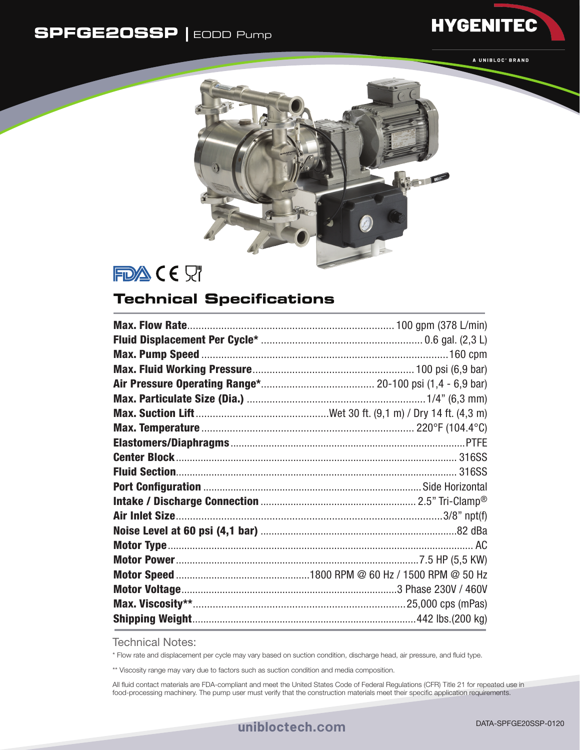# SPFGE20SSP | EODD Pump

HYGENITEC

A UNIBLOC® BRAND

## Technical Specifications

| Specification | Value |
|---|---|
| **Max. Flow Rate** | 100 gpm (378 L/min) |
| **Fluid Displacement Per Cycle*** | 0.6 gal. (2,3 L) |
| **Max. Pump Speed** | 160 cpm |
| **Max. Fluid Working Pressure** | 100 psi (6,9 bar) |
| **Air Pressure Operating Range*** | 20-100 psi (1,4 - 6,9 bar) |
| **Max. Particulate Size (Dia.)** | 1/4" (6,3 mm) |
| **Max. Suction Lift** | Wet 30 ft. (9,1 m) / Dry 14 ft. (4,3 m) |
| **Max. Temperature** | 220°F (104.4°C) |
| **Elastomers/Diaphragms** | PTFE |
| **Center Block** | 316SS |
| **Fluid Section** | 316SS |
| **Port Configuration** | Side Horizontal |
| **Intake / Discharge Connection** | 2.5" Tri-Clamp® |
| **Air Inlet Size** | 3/8" npt(f) |
| **Noise Level at 60 psi (4,1 bar)** | 82 dBa |
| **Motor Type** | AC |
| **Motor Power** | 7.5 HP (5,5 KW) |
| **Motor Speed** | 1800 RPM @ 60 Hz / 1500 RPM @ 50 Hz |
| **Motor Voltage** | 3 Phase 230V / 460V |
| **Max. Viscosity**** | 25,000 cps (mPas) |
| **Shipping Weight** | 442 lbs.(200 kg) |

Technical Notes:

* Flow rate and displacement per cycle may vary based on suction condition, discharge head, air pressure, and fluid type.

** Viscosity range may vary due to factors such as suction condition and media composition.

All fluid contact materials are FDA-compliant and meet the United States Code of Federal Regulations (CFR) Title 21 for repeated use in food-processing machinery. The pump user must verify that the construction materials meet their specific application requirements.

unibloctech.com

DATA-SPFGE20SSP-0120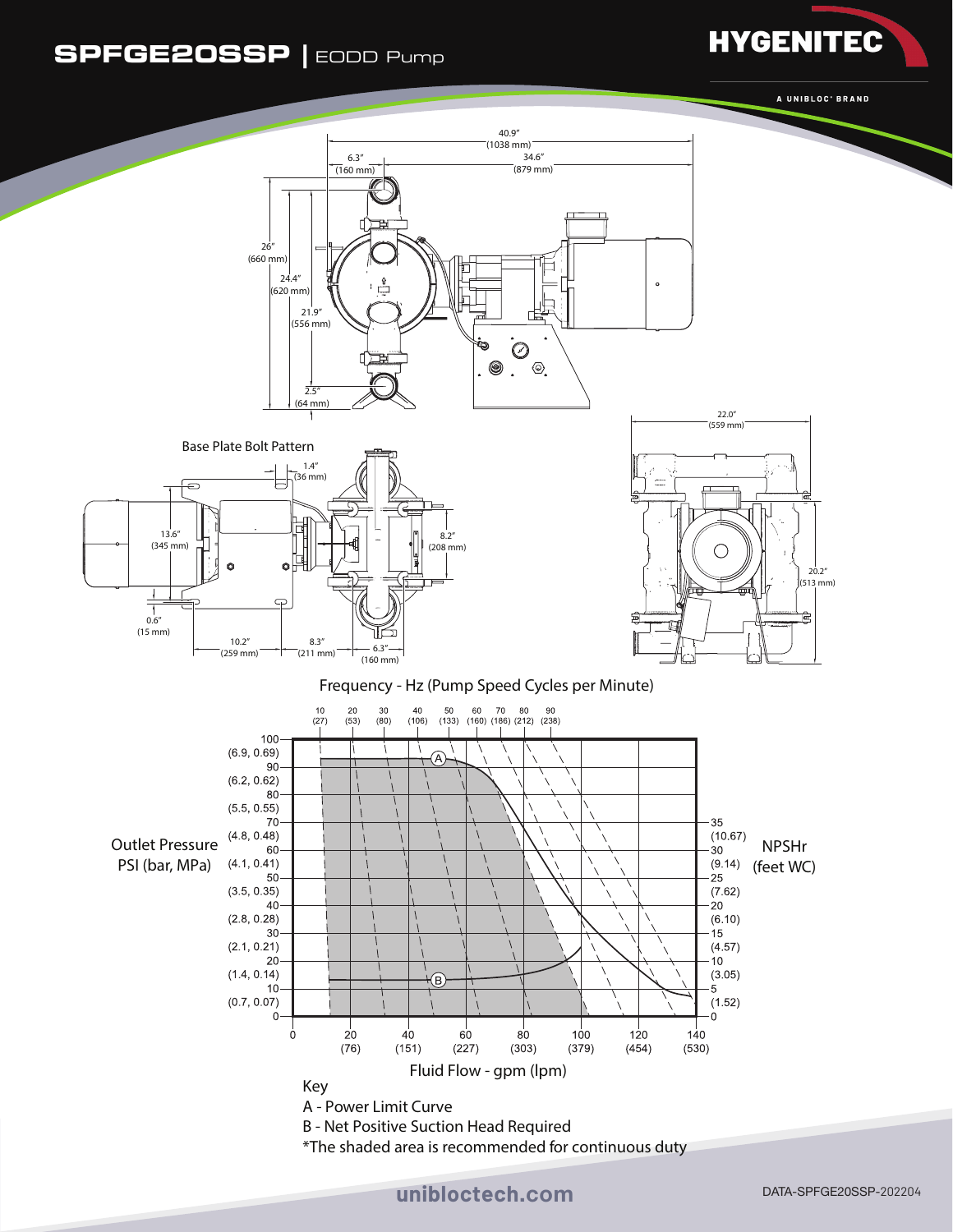# SPFGE20SSP | EODD Pump

HYGENITEC

A UNIBLOC® BRAND

40.9" (1038 mm)
6.3" (160 mm)
34.6" (879 mm)
26" (660 mm)
24.4" (620 mm)
21.9" (556 mm)
2.5" (64 mm)

Base Plate Bolt Pattern

1.4" (36 mm)
13.6" (345 mm)
8.2" (208 mm)
0.6" (15 mm)
10.2" (259 mm)
8.3" (211 mm)
6.3" (160 mm)

22.0" (559 mm)
20.2" (513 mm)

Frequency - Hz (Pump Speed Cycles per Minute)

10 (27)
20 (53)
30 (80)
40 (106)
50 (133)
60 (160)
70 (186)
80 (212)
90 (238)

Outlet Pressure PSI (bar, MPa)

100 (6.9, 0.69)
90 (6.2, 0.62)
80 (5.5, 0.55)
70 (4.8, 0.48)
60 (4.1, 0.41)
50 (3.5, 0.35)
40 (2.8, 0.28)
30 (2.1, 0.21)
20 (1.4, 0.14)
10 (0.7, 0.07)
0

NPSHr (feet WC)

35 (10.67)
30 (9.14)
25 (7.62)
20 (6.10)
15 (4.57)
10 (3.05)
5 (1.52)
0

A
B

Fluid Flow - gpm (lpm)

0
20 (76)
40 (151)
60 (227)
80 (303)
100 (379)
120 (454)
140 (530)

Key

A - Power Limit Curve

B - Net Positive Suction Head Required

*The shaded area is recommended for continuous duty

unibloctech.com

DATA-SPFGE20SSP-202204